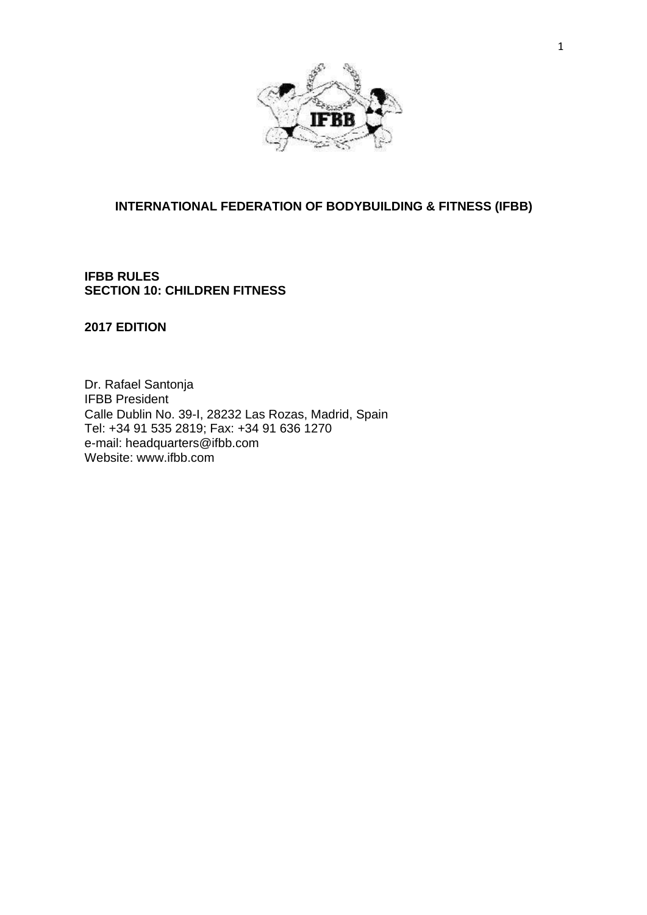# INTERNATIONAL FEDERATION OF BODYBUILDING & FITNESS (IFBB)

**IFBB RULES**
**SECTION 10: CHILDREN FITNESS**

**2017 EDITION**

Dr. Rafael Santonja
IFBB President
Calle Dublin No. 39-I, 28232 Las Rozas, Madrid, Spain
Tel: +34 91 535 2819; Fax: +34 91 636 1270
e-mail: headquarters@ifbb.com
Website: www.ifbb.com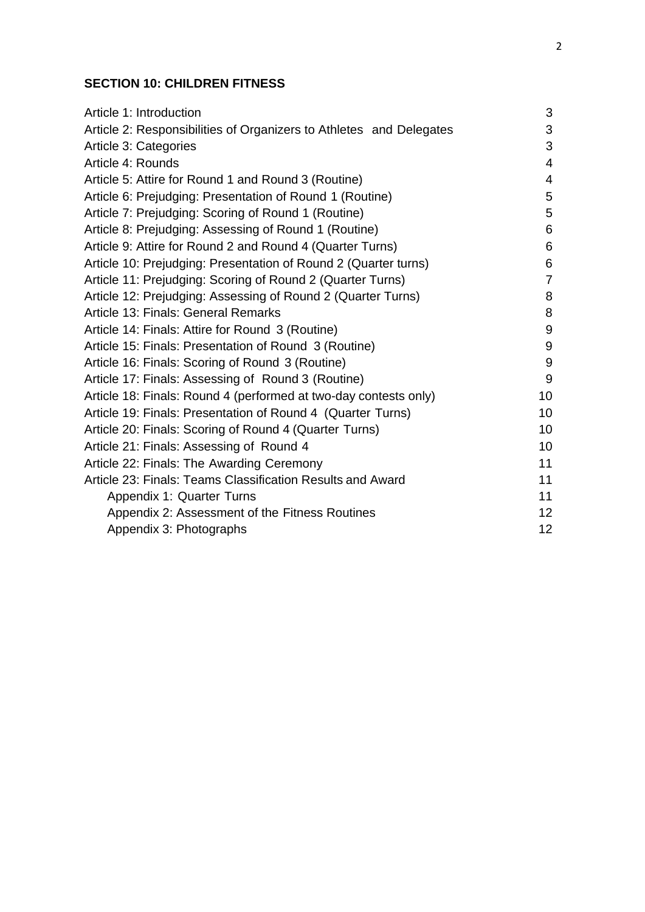**SECTION 10: CHILDREN FITNESS**

| | |
|---|---|
| Article 1: Introduction | 3 |
| Article 2: Responsibilities of Organizers to Athletes and Delegates | 3 |
| Article 3: Categories | 3 |
| Article 4: Rounds | 4 |
| Article 5: Attire for Round 1 and Round 3 (Routine) | 4 |
| Article 6: Prejudging: Presentation of Round 1 (Routine) | 5 |
| Article 7: Prejudging: Scoring of Round 1 (Routine) | 5 |
| Article 8: Prejudging: Assessing of Round 1 (Routine) | 6 |
| Article 9: Attire for Round 2 and Round 4 (Quarter Turns) | 6 |
| Article 10: Prejudging: Presentation of Round 2 (Quarter turns) | 6 |
| Article 11: Prejudging: Scoring of Round 2 (Quarter Turns) | 7 |
| Article 12: Prejudging: Assessing of Round 2 (Quarter Turns) | 8 |
| Article 13: Finals: General Remarks | 8 |
| Article 14: Finals: Attire for Round 3 (Routine) | 9 |
| Article 15: Finals: Presentation of Round 3 (Routine) | 9 |
| Article 16: Finals: Scoring of Round 3 (Routine) | 9 |
| Article 17: Finals: Assessing of Round 3 (Routine) | 9 |
| Article 18: Finals: Round 4 (performed at two-day contests only) | 10 |
| Article 19: Finals: Presentation of Round 4 (Quarter Turns) | 10 |
| Article 20: Finals: Scoring of Round 4 (Quarter Turns) | 10 |
| Article 21: Finals: Assessing of Round 4 | 10 |
| Article 22: Finals: The Awarding Ceremony | 11 |
| Article 23: Finals: Teams Classification Results and Award | 11 |
| Appendix 1: Quarter Turns | 11 |
| Appendix 2: Assessment of the Fitness Routines | 12 |
| Appendix 3: Photographs | 12 |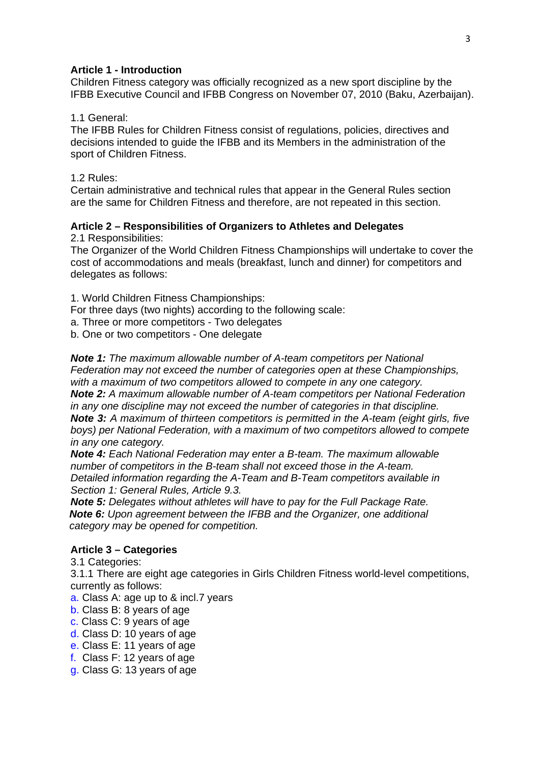**Article 1 - Introduction**
Children Fitness category was officially recognized as a new sport discipline by the IFBB Executive Council and IFBB Congress on November 07, 2010 (Baku, Azerbaijan).

1.1 General:
The IFBB Rules for Children Fitness consist of regulations, policies, directives and decisions intended to guide the IFBB and its Members in the administration of the sport of Children Fitness.

1.2 Rules:
Certain administrative and technical rules that appear in the General Rules section are the same for Children Fitness and therefore, are not repeated in this section.

**Article 2 – Responsibilities of Organizers to Athletes and Delegates**
2.1 Responsibilities:
The Organizer of the World Children Fitness Championships will undertake to cover the cost of accommodations and meals (breakfast, lunch and dinner) for competitors and delegates as follows:

1. World Children Fitness Championships:
For three days (two nights) according to the following scale:
a. Three or more competitors - Two delegates
b. One or two competitors - One delegate

***Note 1:*** *The maximum allowable number of A-team competitors per National Federation may not exceed the number of categories open at these Championships, with a maximum of two competitors allowed to compete in any one category.*
***Note 2:*** *A maximum allowable number of A-team competitors per National Federation in any one discipline may not exceed the number of categories in that discipline.*
***Note 3:*** *A maximum of thirteen competitors is permitted in the A-team (eight girls, five boys) per National Federation, with a maximum of two competitors allowed to compete in any one category.*
***Note 4:*** *Each National Federation may enter a B-team. The maximum allowable number of competitors in the B-team shall not exceed those in the A-team. Detailed information regarding the A-Team and B-Team competitors available in Section 1: General Rules, Article 9.3.*
***Note 5:*** *Delegates without athletes will have to pay for the Full Package Rate.*
***Note 6:*** *Upon agreement between the IFBB and the Organizer, one additional category may be opened for competition.*

**Article 3 – Categories**
3.1 Categories:
3.1.1 There are eight age categories in Girls Children Fitness world-level competitions, currently as follows:
a. Class A: age up to & incl.7 years
b. Class B: 8 years of age
c. Class C: 9 years of age
d. Class D: 10 years of age
e. Class E: 11 years of age
f. Class F: 12 years of age
g. Class G: 13 years of age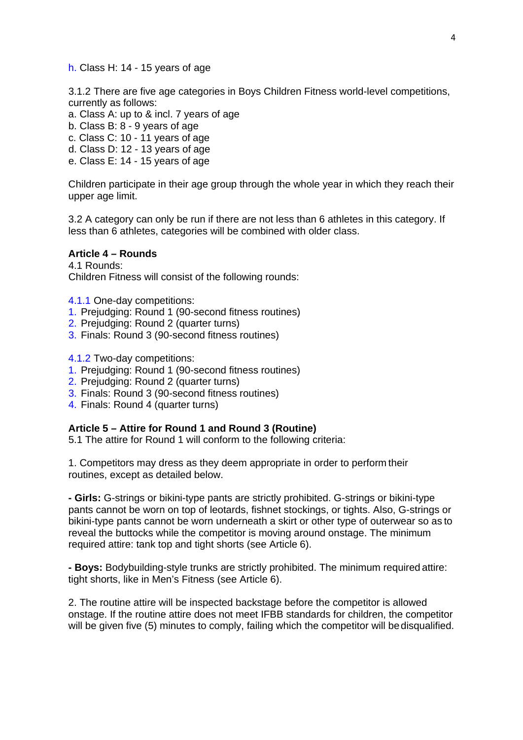h. Class H: 14 - 15 years of age

3.1.2 There are five age categories in Boys Children Fitness world-level competitions, currently as follows:
a. Class A: up to & incl. 7 years of age
b. Class B: 8 - 9 years of age
c. Class C: 10 - 11 years of age
d. Class D: 12 - 13 years of age
e. Class E: 14 - 15 years of age

Children participate in their age group through the whole year in which they reach their upper age limit.

3.2 A category can only be run if there are not less than 6 athletes in this category. If less than 6 athletes, categories will be combined with older class.

**Article 4 – Rounds**
4.1 Rounds:
Children Fitness will consist of the following rounds:

4.1.1 One-day competitions:
1. Prejudging: Round 1 (90-second fitness routines)
2. Prejudging: Round 2 (quarter turns)
3. Finals: Round 3 (90-second fitness routines)

4.1.2 Two-day competitions:
1. Prejudging: Round 1 (90-second fitness routines)
2. Prejudging: Round 2 (quarter turns)
3. Finals: Round 3 (90-second fitness routines)
4. Finals: Round 4 (quarter turns)

**Article 5 – Attire for Round 1 and Round 3 (Routine)**
5.1 The attire for Round 1 will conform to the following criteria:

1. Competitors may dress as they deem appropriate in order to perform their routines, except as detailed below.

**- Girls:** G-strings or bikini-type pants are strictly prohibited. G-strings or bikini-type pants cannot be worn on top of leotards, fishnet stockings, or tights. Also, G-strings or bikini-type pants cannot be worn underneath a skirt or other type of outerwear so as to reveal the buttocks while the competitor is moving around onstage. The minimum required attire: tank top and tight shorts (see Article 6).

**- Boys:** Bodybuilding-style trunks are strictly prohibited. The minimum required attire: tight shorts, like in Men's Fitness (see Article 6).

2. The routine attire will be inspected backstage before the competitor is allowed onstage. If the routine attire does not meet IFBB standards for children, the competitor will be given five (5) minutes to comply, failing which the competitor will be disqualified.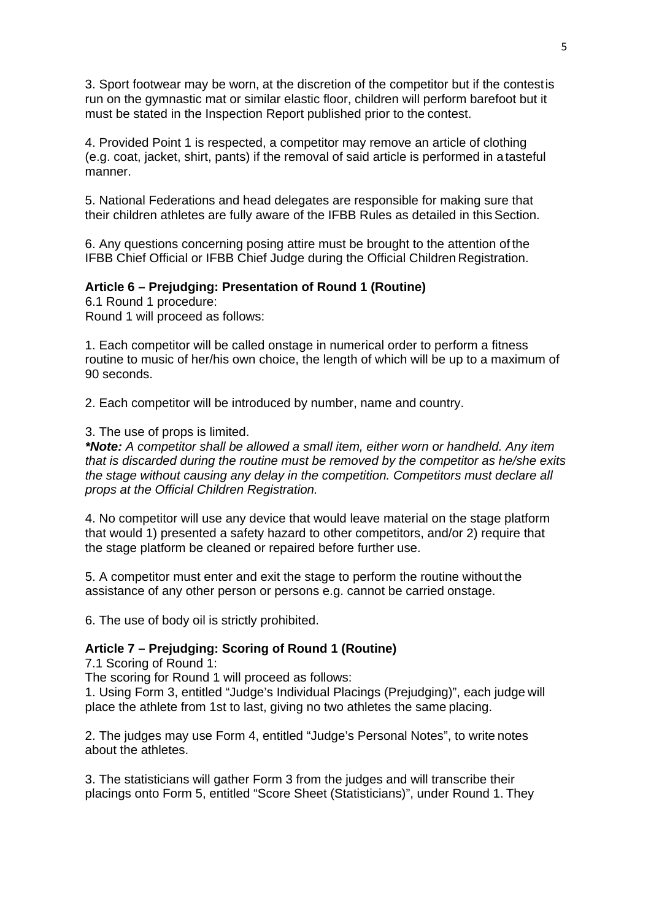3. Sport footwear may be worn, at the discretion of the competitor but if the contest is run on the gymnastic mat or similar elastic floor, children will perform barefoot but it must be stated in the Inspection Report published prior to the contest.

4. Provided Point 1 is respected, a competitor may remove an article of clothing (e.g. coat, jacket, shirt, pants) if the removal of said article is performed in a tasteful manner.

5. National Federations and head delegates are responsible for making sure that their children athletes are fully aware of the IFBB Rules as detailed in this Section.

6. Any questions concerning posing attire must be brought to the attention of the IFBB Chief Official or IFBB Chief Judge during the Official Children Registration.

**Article 6 – Prejudging: Presentation of Round 1 (Routine)**

6.1 Round 1 procedure:
Round 1 will proceed as follows:

1. Each competitor will be called onstage in numerical order to perform a fitness routine to music of her/his own choice, the length of which will be up to a maximum of 90 seconds.

2. Each competitor will be introduced by number, name and country.

3. The use of props is limited.
***Note:*** *A competitor shall be allowed a small item, either worn or handheld. Any item that is discarded during the routine must be removed by the competitor as he/she exits the stage without causing any delay in the competition. Competitors must declare all props at the Official Children Registration.*

4. No competitor will use any device that would leave material on the stage platform that would 1) presented a safety hazard to other competitors, and/or 2) require that the stage platform be cleaned or repaired before further use.

5. A competitor must enter and exit the stage to perform the routine without the assistance of any other person or persons e.g. cannot be carried onstage.

6. The use of body oil is strictly prohibited.

**Article 7 – Prejudging: Scoring of Round 1 (Routine)**

7.1 Scoring of Round 1:
The scoring for Round 1 will proceed as follows:

1. Using Form 3, entitled "Judge's Individual Placings (Prejudging)", each judge will place the athlete from 1st to last, giving no two athletes the same placing.

2. The judges may use Form 4, entitled "Judge's Personal Notes", to write notes about the athletes.

3. The statisticians will gather Form 3 from the judges and will transcribe their placings onto Form 5, entitled "Score Sheet (Statisticians)", under Round 1. They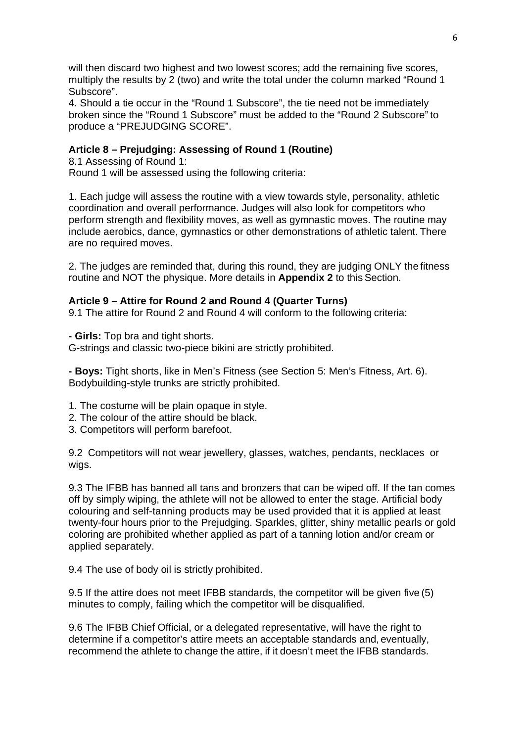will then discard two highest and two lowest scores; add the remaining five scores, multiply the results by 2 (two) and write the total under the column marked "Round 1 Subscore".

4. Should a tie occur in the "Round 1 Subscore", the tie need not be immediately broken since the "Round 1 Subscore" must be added to the "Round 2 Subscore" to produce a "PREJUDGING SCORE".

**Article 8 – Prejudging: Assessing of Round 1 (Routine)**

8.1 Assessing of Round 1:
Round 1 will be assessed using the following criteria:

1. Each judge will assess the routine with a view towards style, personality, athletic coordination and overall performance. Judges will also look for competitors who perform strength and flexibility moves, as well as gymnastic moves. The routine may include aerobics, dance, gymnastics or other demonstrations of athletic talent. There are no required moves.

2. The judges are reminded that, during this round, they are judging ONLY the fitness routine and NOT the physique. More details in **Appendix 2** to this Section.

**Article 9 – Attire for Round 2 and Round 4 (Quarter Turns)**

9.1 The attire for Round 2 and Round 4 will conform to the following criteria:

**- Girls:** Top bra and tight shorts.
G-strings and classic two-piece bikini are strictly prohibited.

**- Boys:** Tight shorts, like in Men's Fitness (see Section 5: Men's Fitness, Art. 6). Bodybuilding-style trunks are strictly prohibited.

1. The costume will be plain opaque in style.
2. The colour of the attire should be black.
3. Competitors will perform barefoot.

9.2 Competitors will not wear jewellery, glasses, watches, pendants, necklaces or wigs.

9.3 The IFBB has banned all tans and bronzers that can be wiped off. If the tan comes off by simply wiping, the athlete will not be allowed to enter the stage. Artificial body colouring and self-tanning products may be used provided that it is applied at least twenty-four hours prior to the Prejudging. Sparkles, glitter, shiny metallic pearls or gold coloring are prohibited whether applied as part of a tanning lotion and/or cream or applied separately.

9.4 The use of body oil is strictly prohibited.

9.5 If the attire does not meet IFBB standards, the competitor will be given five (5) minutes to comply, failing which the competitor will be disqualified.

9.6 The IFBB Chief Official, or a delegated representative, will have the right to determine if a competitor's attire meets an acceptable standards and, eventually, recommend the athlete to change the attire, if it doesn't meet the IFBB standards.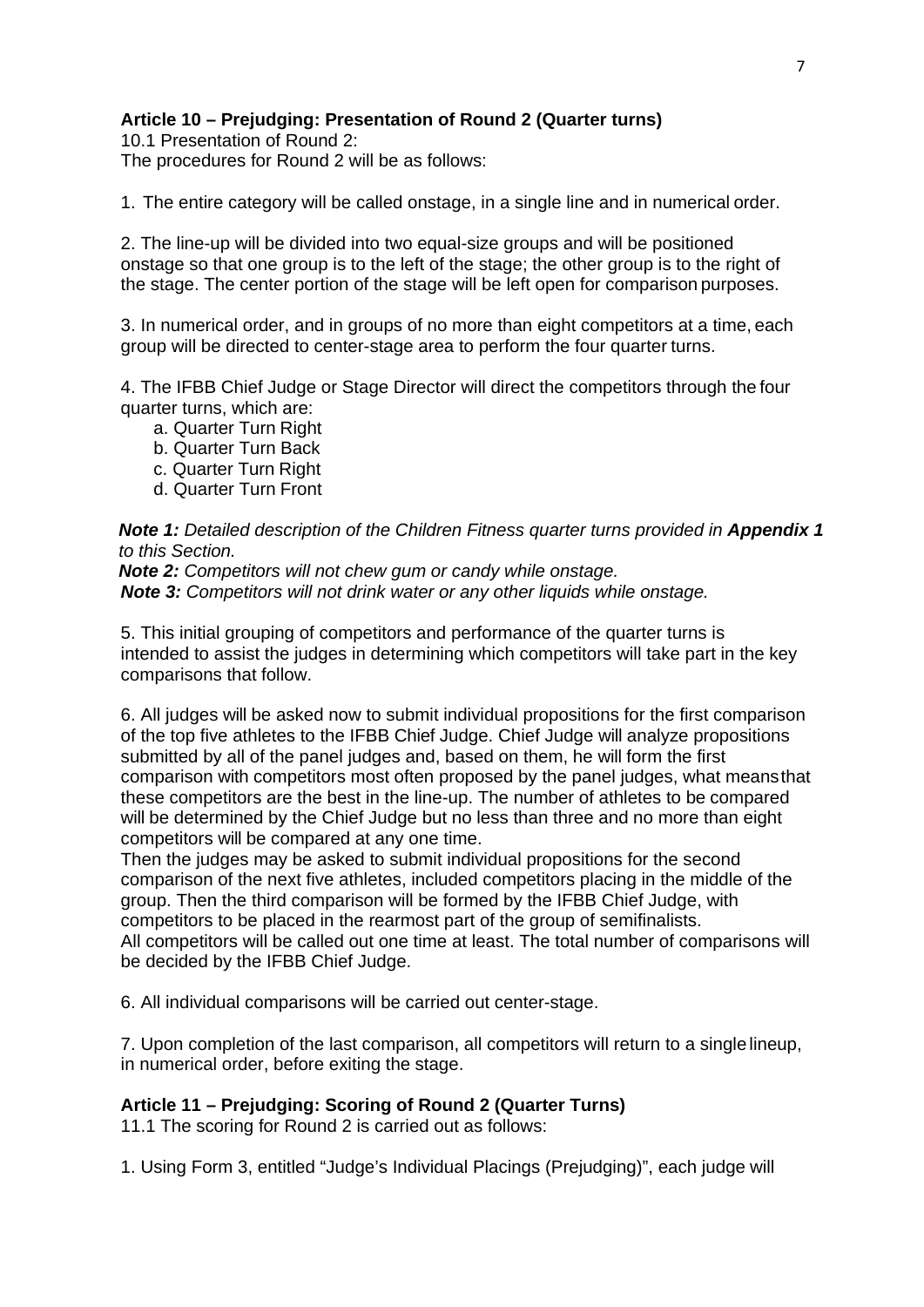### Article 10 – Prejudging: Presentation of Round 2 (Quarter turns)

10.1 Presentation of Round 2:
The procedures for Round 2 will be as follows:

1. The entire category will be called onstage, in a single line and in numerical order.

2. The line-up will be divided into two equal-size groups and will be positioned onstage so that one group is to the left of the stage; the other group is to the right of the stage. The center portion of the stage will be left open for comparison purposes.

3. In numerical order, and in groups of no more than eight competitors at a time, each group will be directed to center-stage area to perform the four quarter turns.

4. The IFBB Chief Judge or Stage Director will direct the competitors through the four quarter turns, which are:
   a. Quarter Turn Right
   b. Quarter Turn Back
   c. Quarter Turn Right
   d. Quarter Turn Front

***Note 1:*** *Detailed description of the Children Fitness quarter turns provided in **Appendix 1** to this Section.*
***Note 2:*** *Competitors will not chew gum or candy while onstage.*
***Note 3:*** *Competitors will not drink water or any other liquids while onstage.*

5. This initial grouping of competitors and performance of the quarter turns is intended to assist the judges in determining which competitors will take part in the key comparisons that follow.

6. All judges will be asked now to submit individual propositions for the first comparison of the top five athletes to the IFBB Chief Judge. Chief Judge will analyze propositions submitted by all of the panel judges and, based on them, he will form the first comparison with competitors most often proposed by the panel judges, what means that these competitors are the best in the line-up. The number of athletes to be compared will be determined by the Chief Judge but no less than three and no more than eight competitors will be compared at any one time.
Then the judges may be asked to submit individual propositions for the second comparison of the next five athletes, included competitors placing in the middle of the group. Then the third comparison will be formed by the IFBB Chief Judge, with competitors to be placed in the rearmost part of the group of semifinalists.
All competitors will be called out one time at least. The total number of comparisons will be decided by the IFBB Chief Judge.

6. All individual comparisons will be carried out center-stage.

7. Upon completion of the last comparison, all competitors will return to a single lineup, in numerical order, before exiting the stage.

### Article 11 – Prejudging: Scoring of Round 2 (Quarter Turns)

11.1 The scoring for Round 2 is carried out as follows:

1. Using Form 3, entitled "Judge's Individual Placings (Prejudging)", each judge will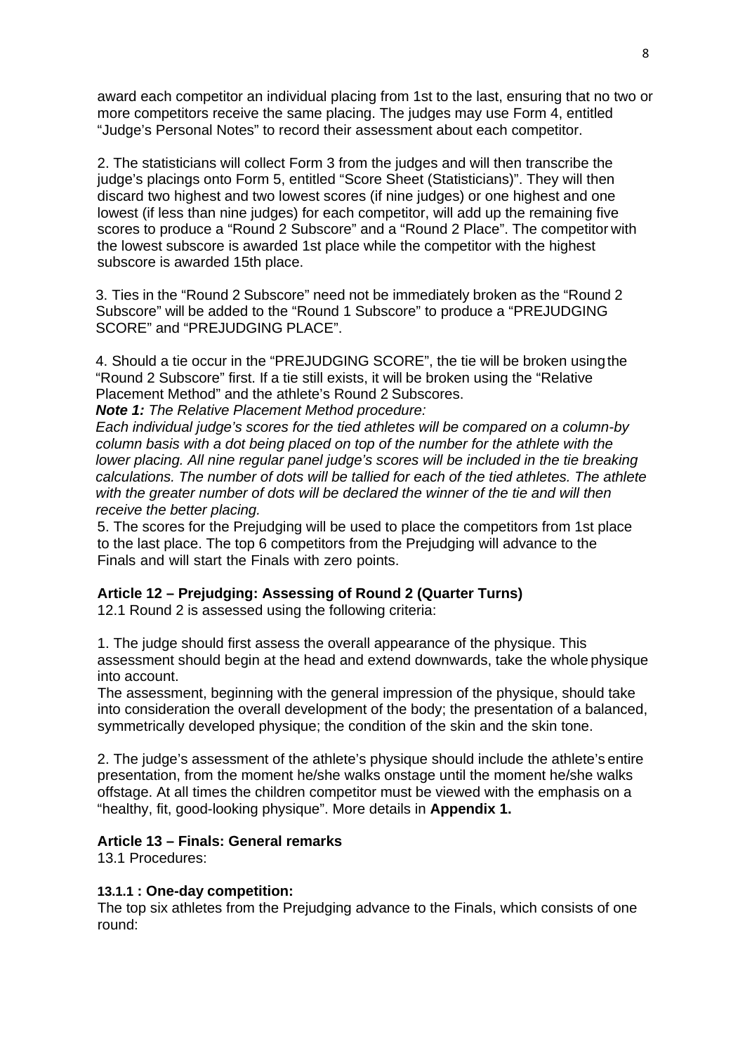award each competitor an individual placing from 1st to the last, ensuring that no two or more competitors receive the same placing. The judges may use Form 4, entitled "Judge's Personal Notes" to record their assessment about each competitor.

2. The statisticians will collect Form 3 from the judges and will then transcribe the judge's placings onto Form 5, entitled "Score Sheet (Statisticians)". They will then discard two highest and two lowest scores (if nine judges) or one highest and one lowest (if less than nine judges) for each competitor, will add up the remaining five scores to produce a "Round 2 Subscore" and a "Round 2 Place". The competitor with the lowest subscore is awarded 1st place while the competitor with the highest subscore is awarded 15th place.

3. Ties in the "Round 2 Subscore" need not be immediately broken as the "Round 2 Subscore" will be added to the "Round 1 Subscore" to produce a "PREJUDGING SCORE" and "PREJUDGING PLACE".

4. Should a tie occur in the "PREJUDGING SCORE", the tie will be broken using the "Round 2 Subscore" first. If a tie still exists, it will be broken using the "Relative Placement Method" and the athlete's Round 2 Subscores.

***Note 1:*** *The Relative Placement Method procedure:*
*Each individual judge's scores for the tied athletes will be compared on a column-by column basis with a dot being placed on top of the number for the athlete with the lower placing. All nine regular panel judge's scores will be included in the tie breaking calculations. The number of dots will be tallied for each of the tied athletes. The athlete with the greater number of dots will be declared the winner of the tie and will then receive the better placing.*

5. The scores for the Prejudging will be used to place the competitors from 1st place to the last place. The top 6 competitors from the Prejudging will advance to the Finals and will start the Finals with zero points.

**Article 12 – Prejudging: Assessing of Round 2 (Quarter Turns)**

12.1 Round 2 is assessed using the following criteria:

1. The judge should first assess the overall appearance of the physique. This assessment should begin at the head and extend downwards, take the whole physique into account.
The assessment, beginning with the general impression of the physique, should take into consideration the overall development of the body; the presentation of a balanced, symmetrically developed physique; the condition of the skin and the skin tone.

2. The judge's assessment of the athlete's physique should include the athlete's entire presentation, from the moment he/she walks onstage until the moment he/she walks offstage. At all times the children competitor must be viewed with the emphasis on a "healthy, fit, good-looking physique". More details in **Appendix 1.**

**Article 13 – Finals: General remarks**

13.1 Procedures:

**13.1.1 : One-day competition:**

The top six athletes from the Prejudging advance to the Finals, which consists of one round: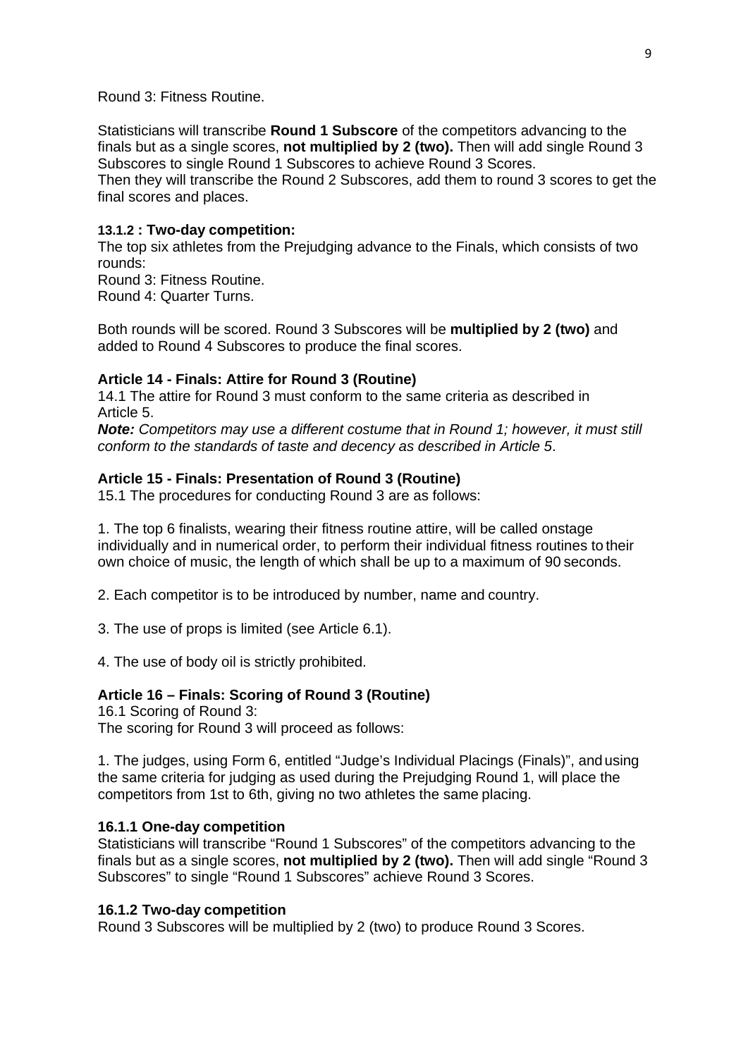Round 3: Fitness Routine.

Statisticians will transcribe **Round 1 Subscore** of the competitors advancing to the finals but as a single scores, **not multiplied by 2 (two).** Then will add single Round 3 Subscores to single Round 1 Subscores to achieve Round 3 Scores.
Then they will transcribe the Round 2 Subscores, add them to round 3 scores to get the final scores and places.

#### 13.1.2 : Two-day competition:

The top six athletes from the Prejudging advance to the Finals, which consists of two rounds:
Round 3: Fitness Routine.
Round 4: Quarter Turns.

Both rounds will be scored. Round 3 Subscores will be **multiplied by 2 (two)** and added to Round 4 Subscores to produce the final scores.

### Article 14 - Finals: Attire for Round 3 (Routine)

14.1 The attire for Round 3 must conform to the same criteria as described in Article 5.
***Note:*** *Competitors may use a different costume that in Round 1; however, it must still conform to the standards of taste and decency as described in Article 5*.

### Article 15 - Finals: Presentation of Round 3 (Routine)

15.1 The procedures for conducting Round 3 are as follows:

1. The top 6 finalists, wearing their fitness routine attire, will be called onstage individually and in numerical order, to perform their individual fitness routines to their own choice of music, the length of which shall be up to a maximum of 90 seconds.

2. Each competitor is to be introduced by number, name and country.

3. The use of props is limited (see Article 6.1).

4. The use of body oil is strictly prohibited.

### Article 16 – Finals: Scoring of Round 3 (Routine)

16.1 Scoring of Round 3:
The scoring for Round 3 will proceed as follows:

1. The judges, using Form 6, entitled "Judge's Individual Placings (Finals)", and using the same criteria for judging as used during the Prejudging Round 1, will place the competitors from 1st to 6th, giving no two athletes the same placing.

#### 16.1.1 One-day competition

Statisticians will transcribe "Round 1 Subscores" of the competitors advancing to the finals but as a single scores, **not multiplied by 2 (two).** Then will add single "Round 3 Subscores" to single "Round 1 Subscores" achieve Round 3 Scores.

#### 16.1.2 Two-day competition

Round 3 Subscores will be multiplied by 2 (two) to produce Round 3 Scores.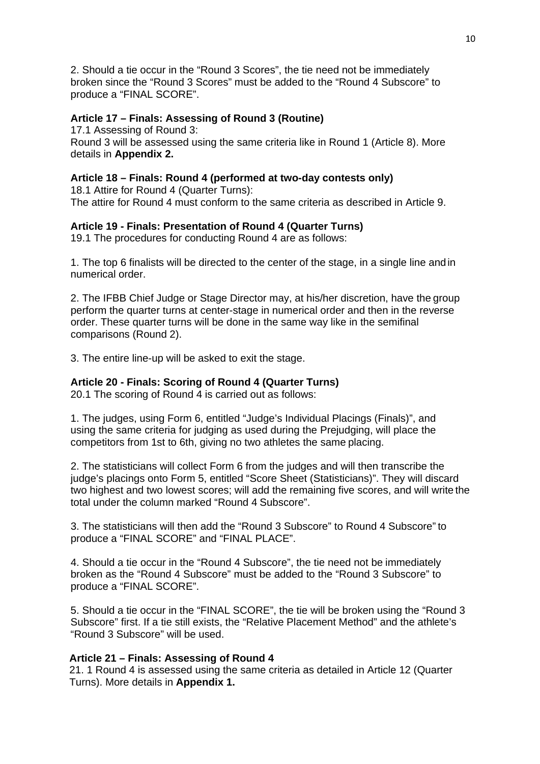2. Should a tie occur in the "Round 3 Scores", the tie need not be immediately broken since the "Round 3 Scores" must be added to the "Round 4 Subscore" to produce a "FINAL SCORE".

**Article 17 – Finals: Assessing of Round 3 (Routine)**

17.1 Assessing of Round 3:
Round 3 will be assessed using the same criteria like in Round 1 (Article 8). More details in **Appendix 2.**

**Article 18 – Finals: Round 4 (performed at two-day contests only)**

18.1 Attire for Round 4 (Quarter Turns):
The attire for Round 4 must conform to the same criteria as described in Article 9.

**Article 19 - Finals: Presentation of Round 4 (Quarter Turns)**

19.1 The procedures for conducting Round 4 are as follows:

1. The top 6 finalists will be directed to the center of the stage, in a single line and in numerical order.

2. The IFBB Chief Judge or Stage Director may, at his/her discretion, have the group perform the quarter turns at center-stage in numerical order and then in the reverse order. These quarter turns will be done in the same way like in the semifinal comparisons (Round 2).

3. The entire line-up will be asked to exit the stage.

**Article 20 - Finals: Scoring of Round 4 (Quarter Turns)**

20.1 The scoring of Round 4 is carried out as follows:

1. The judges, using Form 6, entitled "Judge's Individual Placings (Finals)", and using the same criteria for judging as used during the Prejudging, will place the competitors from 1st to 6th, giving no two athletes the same placing.

2. The statisticians will collect Form 6 from the judges and will then transcribe the judge's placings onto Form 5, entitled "Score Sheet (Statisticians)". They will discard two highest and two lowest scores; will add the remaining five scores, and will write the total under the column marked "Round 4 Subscore".

3. The statisticians will then add the "Round 3 Subscore" to Round 4 Subscore" to produce a "FINAL SCORE" and "FINAL PLACE".

4. Should a tie occur in the "Round 4 Subscore", the tie need not be immediately broken as the "Round 4 Subscore" must be added to the "Round 3 Subscore" to produce a "FINAL SCORE".

5. Should a tie occur in the "FINAL SCORE", the tie will be broken using the "Round 3 Subscore" first. If a tie still exists, the "Relative Placement Method" and the athlete's "Round 3 Subscore" will be used.

**Article 21 – Finals: Assessing of Round 4**

21. 1 Round 4 is assessed using the same criteria as detailed in Article 12 (Quarter Turns). More details in **Appendix 1.**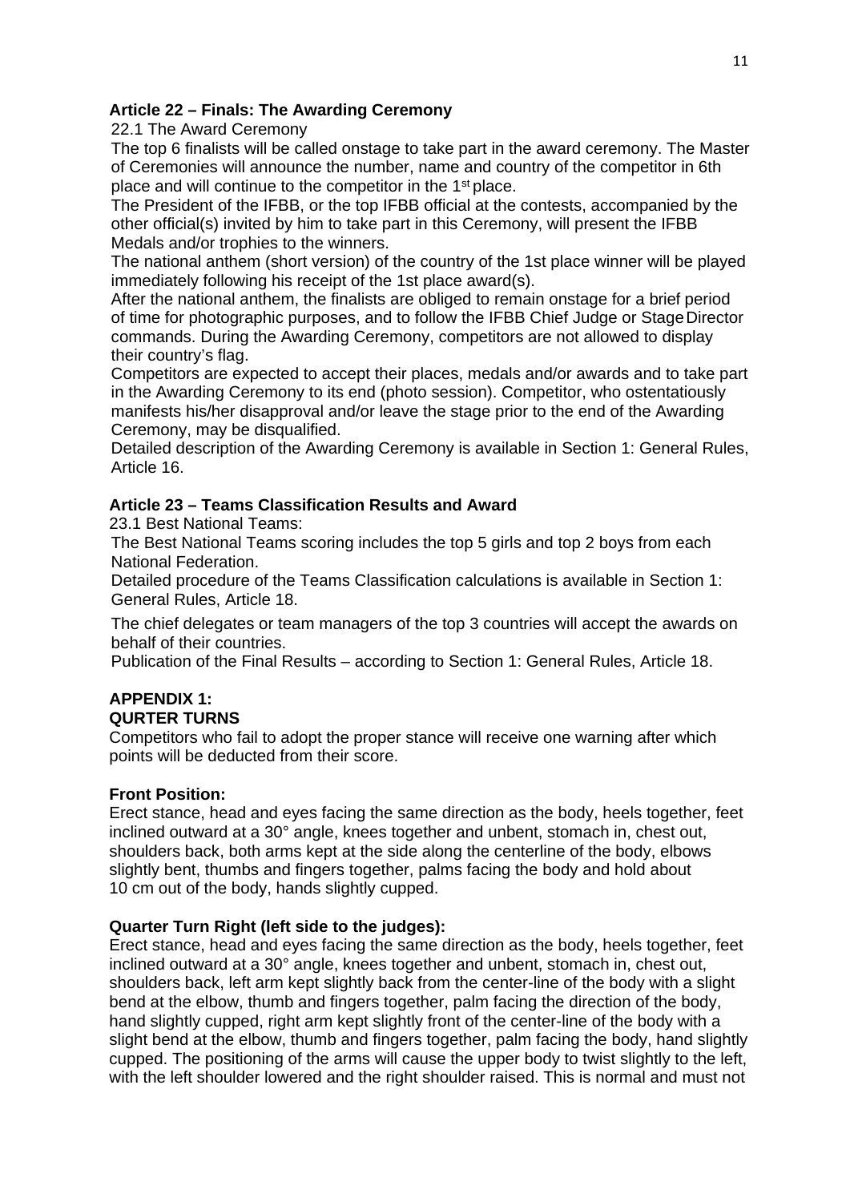### Article 22 – Finals: The Awarding Ceremony

22.1 The Award Ceremony

The top 6 finalists will be called onstage to take part in the award ceremony. The Master of Ceremonies will announce the number, name and country of the competitor in 6th place and will continue to the competitor in the 1st place.

The President of the IFBB, or the top IFBB official at the contests, accompanied by the other official(s) invited by him to take part in this Ceremony, will present the IFBB Medals and/or trophies to the winners.

The national anthem (short version) of the country of the 1st place winner will be played immediately following his receipt of the 1st place award(s).

After the national anthem, the finalists are obliged to remain onstage for a brief period of time for photographic purposes, and to follow the IFBB Chief Judge or Stage Director commands. During the Awarding Ceremony, competitors are not allowed to display their country's flag.

Competitors are expected to accept their places, medals and/or awards and to take part in the Awarding Ceremony to its end (photo session). Competitor, who ostentatiously manifests his/her disapproval and/or leave the stage prior to the end of the Awarding Ceremony, may be disqualified.

Detailed description of the Awarding Ceremony is available in Section 1: General Rules, Article 16.

### Article 23 – Teams Classification Results and Award

23.1 Best National Teams:

The Best National Teams scoring includes the top 5 girls and top 2 boys from each National Federation.

Detailed procedure of the Teams Classification calculations is available in Section 1: General Rules, Article 18.

The chief delegates or team managers of the top 3 countries will accept the awards on behalf of their countries.

Publication of the Final Results – according to Section 1: General Rules, Article 18.

## APPENDIX 1:
## QURTER TURNS

Competitors who fail to adopt the proper stance will receive one warning after which points will be deducted from their score.

**Front Position:**

Erect stance, head and eyes facing the same direction as the body, heels together, feet inclined outward at a 30° angle, knees together and unbent, stomach in, chest out, shoulders back, both arms kept at the side along the centerline of the body, elbows slightly bent, thumbs and fingers together, palms facing the body and hold about 10 cm out of the body, hands slightly cupped.

**Quarter Turn Right (left side to the judges):**

Erect stance, head and eyes facing the same direction as the body, heels together, feet inclined outward at a 30° angle, knees together and unbent, stomach in, chest out, shoulders back, left arm kept slightly back from the center-line of the body with a slight bend at the elbow, thumb and fingers together, palm facing the direction of the body, hand slightly cupped, right arm kept slightly front of the center-line of the body with a slight bend at the elbow, thumb and fingers together, palm facing the body, hand slightly cupped. The positioning of the arms will cause the upper body to twist slightly to the left, with the left shoulder lowered and the right shoulder raised. This is normal and must not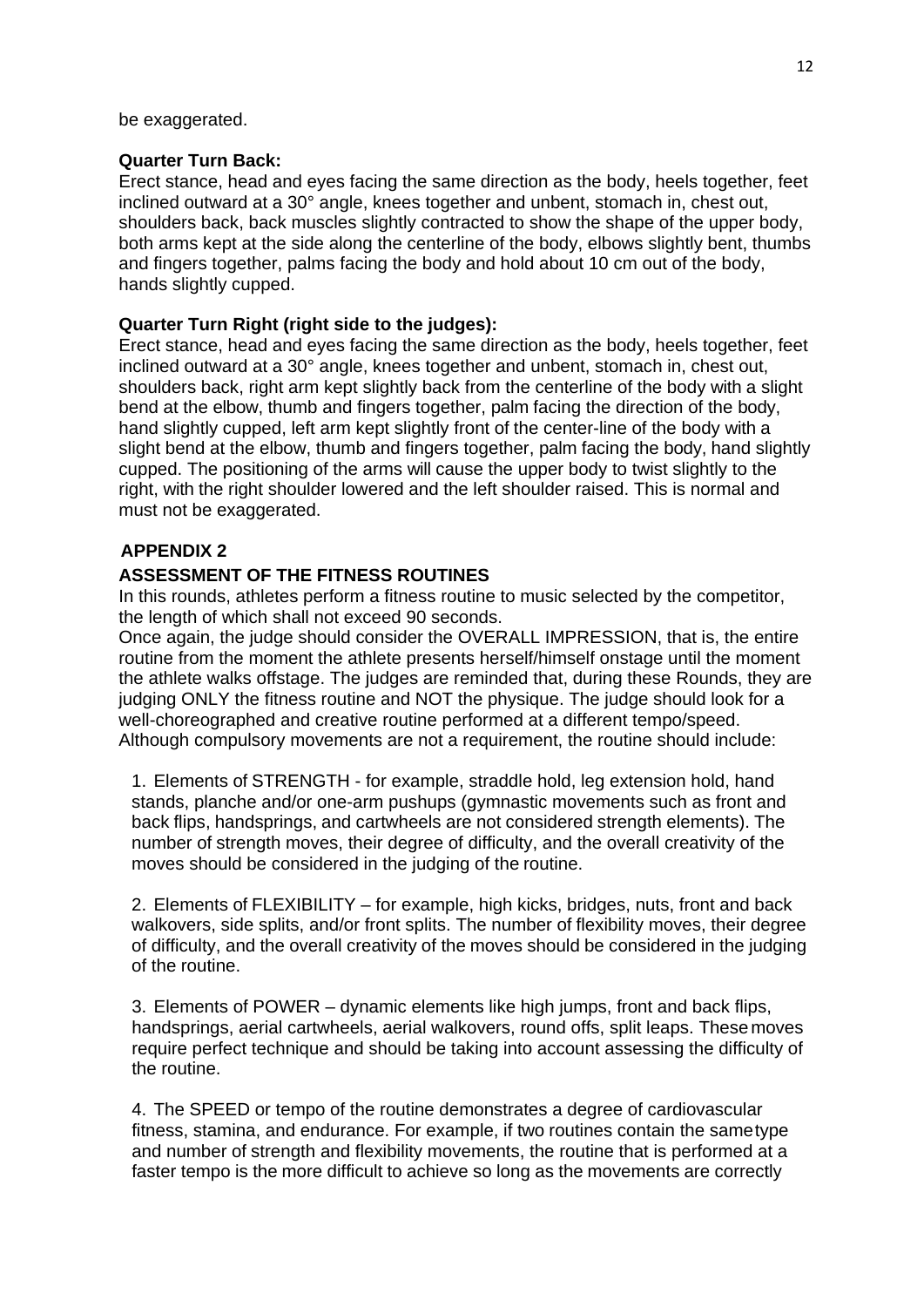be exaggerated.

**Quarter Turn Back:**
Erect stance, head and eyes facing the same direction as the body, heels together, feet inclined outward at a 30° angle, knees together and unbent, stomach in, chest out, shoulders back, back muscles slightly contracted to show the shape of the upper body, both arms kept at the side along the centerline of the body, elbows slightly bent, thumbs and fingers together, palms facing the body and hold about 10 cm out of the body, hands slightly cupped.

**Quarter Turn Right (right side to the judges):**
Erect stance, head and eyes facing the same direction as the body, heels together, feet inclined outward at a 30° angle, knees together and unbent, stomach in, chest out, shoulders back, right arm kept slightly back from the centerline of the body with a slight bend at the elbow, thumb and fingers together, palm facing the direction of the body, hand slightly cupped, left arm kept slightly front of the center-line of the body with a slight bend at the elbow, thumb and fingers together, palm facing the body, hand slightly cupped. The positioning of the arms will cause the upper body to twist slightly to the right, with the right shoulder lowered and the left shoulder raised. This is normal and must not be exaggerated.

## APPENDIX 2

## ASSESSMENT OF THE FITNESS ROUTINES

In this rounds, athletes perform a fitness routine to music selected by the competitor, the length of which shall not exceed 90 seconds.
Once again, the judge should consider the OVERALL IMPRESSION, that is, the entire routine from the moment the athlete presents herself/himself onstage until the moment the athlete walks offstage. The judges are reminded that, during these Rounds, they are judging ONLY the fitness routine and NOT the physique. The judge should look for a well-choreographed and creative routine performed at a different tempo/speed. Although compulsory movements are not a requirement, the routine should include:

1. Elements of STRENGTH - for example, straddle hold, leg extension hold, hand stands, planche and/or one-arm pushups (gymnastic movements such as front and back flips, handsprings, and cartwheels are not considered strength elements). The number of strength moves, their degree of difficulty, and the overall creativity of the moves should be considered in the judging of the routine.

2. Elements of FLEXIBILITY – for example, high kicks, bridges, nuts, front and back walkovers, side splits, and/or front splits. The number of flexibility moves, their degree of difficulty, and the overall creativity of the moves should be considered in the judging of the routine.

3. Elements of POWER – dynamic elements like high jumps, front and back flips, handsprings, aerial cartwheels, aerial walkovers, round offs, split leaps. These moves require perfect technique and should be taking into account assessing the difficulty of the routine.

4. The SPEED or tempo of the routine demonstrates a degree of cardiovascular fitness, stamina, and endurance. For example, if two routines contain the same type and number of strength and flexibility movements, the routine that is performed at a faster tempo is the more difficult to achieve so long as the movements are correctly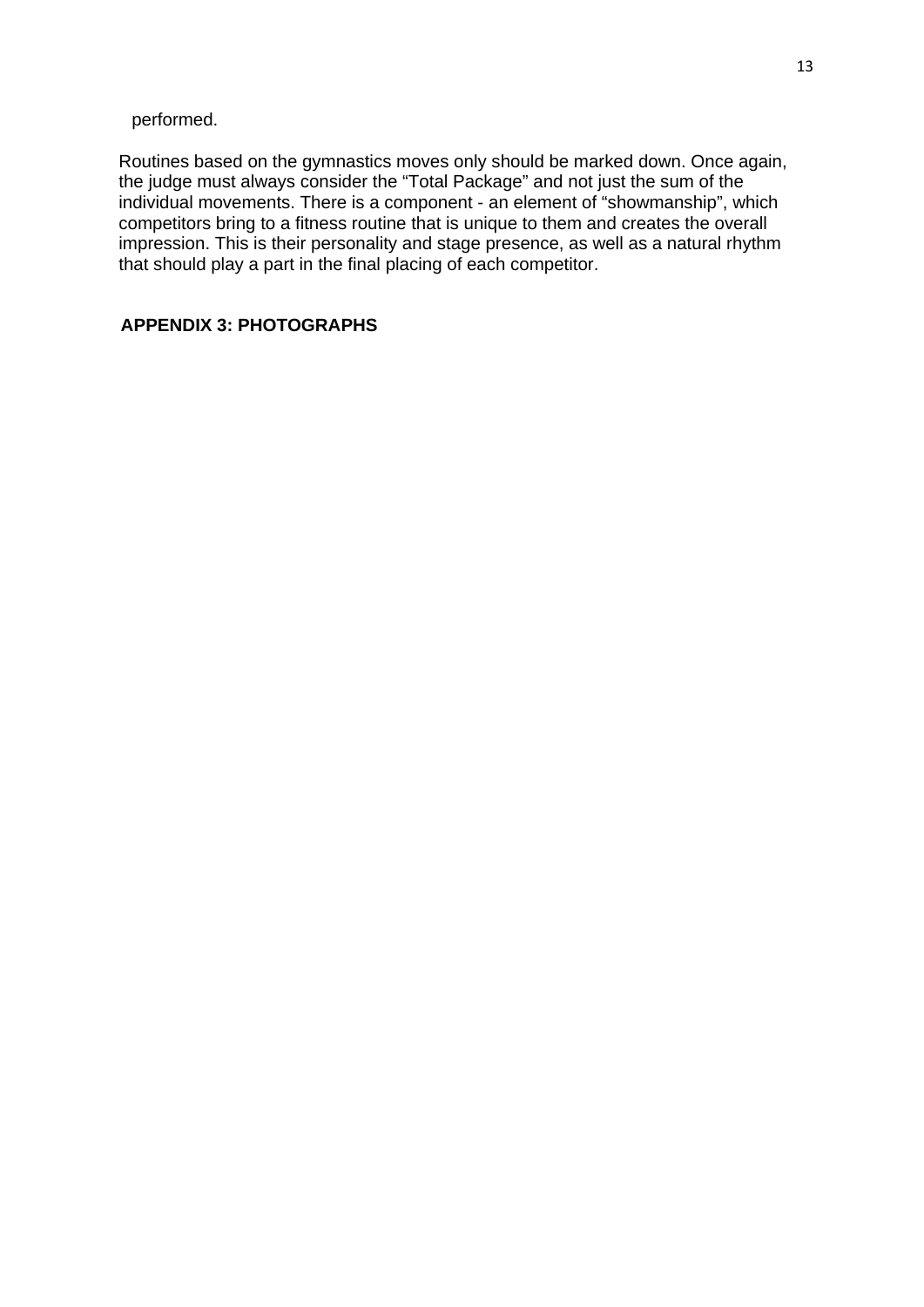performed.

Routines based on the gymnastics moves only should be marked down. Once again, the judge must always consider the “Total Package” and not just the sum of the individual movements. There is a component - an element of “showmanship”, which competitors bring to a fitness routine that is unique to them and creates the overall impression. This is their personality and stage presence, as well as a natural rhythm that should play a part in the final placing of each competitor.

**APPENDIX 3: PHOTOGRAPHS**